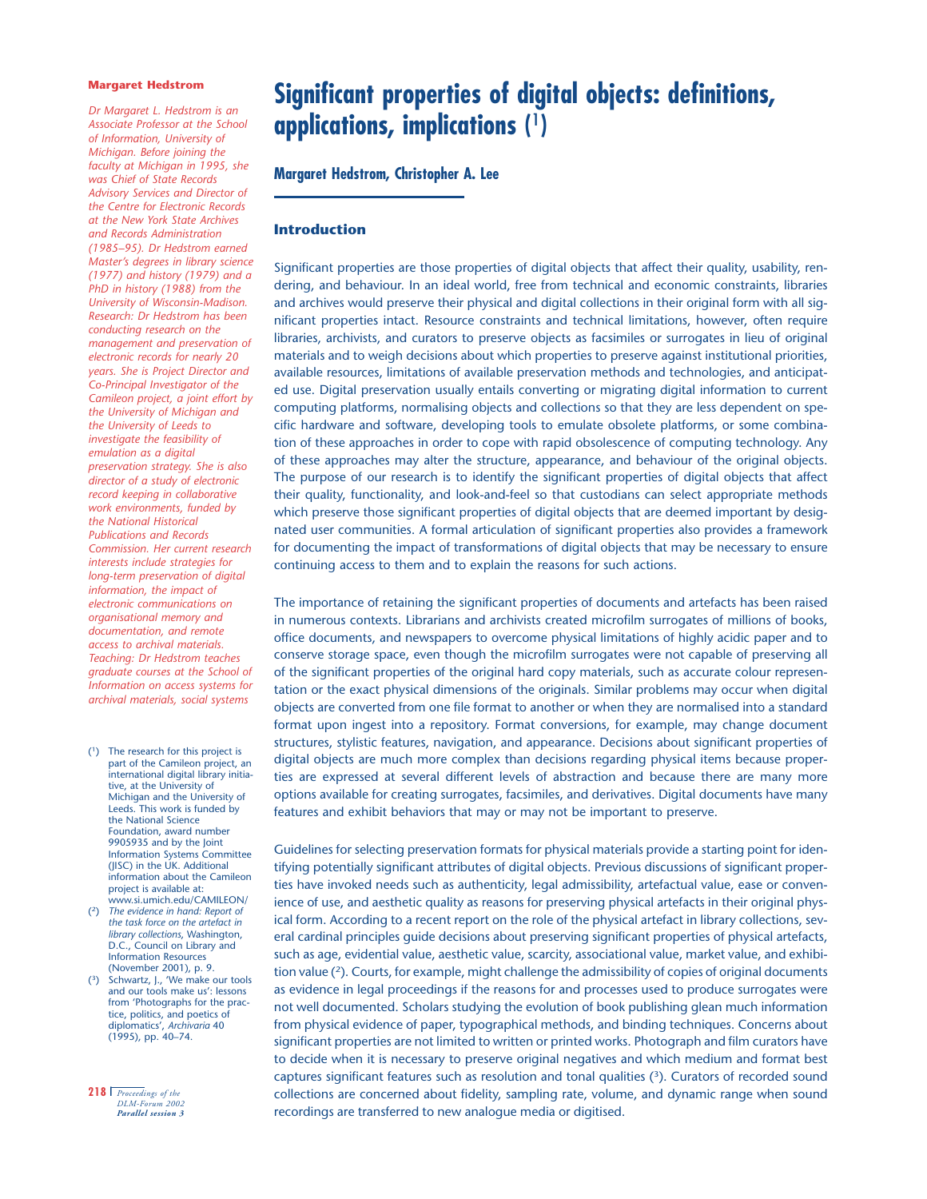# Significant properties of digital objects: definitions, applications, implications [1]

**Margaret Hedstrom, Christopher A. Lee**

## Introduction

Significant properties are those properties of digital objects that affect their quality, usability, rendering, and behaviour. In an ideal world, free from technical and economic constraints, libraries and archives would preserve their physical and digital collections in their original form with all significant properties intact. Resource constraints and technical limitations, however, often require libraries, archivists, and curators to preserve objects as facsimiles or surrogates in lieu of original materials and to weigh decisions about which properties to preserve against institutional priorities, available resources, limitations of available preservation methods and technologies, and anticipated use. Digital preservation usually entails converting or migrating digital information to current computing platforms, normalising objects and collections so that they are less dependent on specific hardware and software, developing tools to emulate obsolete platforms, or some combination of these approaches in order to cope with rapid obsolescence of computing technology. Any of these approaches may alter the structure, appearance, and behaviour of the original objects. The purpose of our research is to identify the significant properties of digital objects that affect their quality, functionality, and look-and-feel so that custodians can select appropriate methods which preserve those significant properties of digital objects that are deemed important by designated user communities. A formal articulation of significant properties also provides a framework for documenting the impact of transformations of digital objects that may be necessary to ensure continuing access to them and to explain the reasons for such actions.

The importance of retaining the significant properties of documents and artefacts has been raised in numerous contexts. Librarians and archivists created microfilm surrogates of millions of books, office documents, and newspapers to overcome physical limitations of highly acidic paper and to conserve storage space, even though the microfilm surrogates were not capable of preserving all of the significant properties of the original hard copy materials, such as accurate colour representation or the exact physical dimensions of the originals. Similar problems may occur when digital objects are converted from one file format to another or when they are normalised into a standard format upon ingest into a repository. Format conversions, for example, may change document structures, stylistic features, navigation, and appearance. Decisions about significant properties of digital objects are much more complex than decisions regarding physical items because properties are expressed at several different levels of abstraction and because there are many more options available for creating surrogates, facsimiles, and derivatives. Digital documents have many features and exhibit behaviors that may or may not be important to preserve.

Guidelines for selecting preservation formats for physical materials provide a starting point for identifying potentially significant attributes of digital objects. Previous discussions of significant properties have invoked needs such as authenticity, legal admissibility, artefactual value, ease or convenience of use, and aesthetic quality as reasons for preserving physical artefacts in their original physical form. According to a recent report on the role of the physical artefact in library collections, several cardinal principles guide decisions about preserving significant properties of physical artefacts, such as age, evidential value, aesthetic value, scarcity, associational value, market value, and exhibition value [2]. Courts, for example, might challenge the admissibility of copies of original documents as evidence in legal proceedings if the reasons for and processes used to produce surrogates were not well documented. Scholars studying the evolution of book publishing glean much information from physical evidence of paper, typographical methods, and binding techniques. Concerns about significant properties are not limited to written or printed works. Photograph and film curators have to decide when it is necessary to preserve original negatives and which medium and format best captures significant features such as resolution and tonal qualities [3]. Curators of recorded sound collections are concerned about fidelity, sampling rate, volume, and dynamic range when sound recordings are transferred to new analogue media or digitised.

---

**Margaret Hedstrom**

*Dr Margaret L. Hedstrom is an Associate Professor at the School of Information, University of Michigan. Before joining the faculty at Michigan in 1995, she was Chief of State Records Advisory Services and Director of the Centre for Electronic Records at the New York State Archives and Records Administration (1985–95). Dr Hedstrom earned Master's degrees in library science (1977) and history (1979) and a PhD in history (1988) from the University of Wisconsin-Madison. Research: Dr Hedstrom has been conducting research on the management and preservation of electronic records for nearly 20 years. She is Project Director and Co-Principal Investigator of the Camileon project, a joint effort by the University of Michigan and the University of Leeds to investigate the feasibility of emulation as a digital preservation strategy. She is also director of a study of electronic record keeping in collaborative work environments, funded by the National Historical Publications and Records Commission. Her current research interests include strategies for long-term preservation of digital information, the impact of electronic communications on organisational memory and documentation, and remote access to archival materials. Teaching: Dr Hedstrom teaches graduate courses at the School of Information on access systems for archival materials, social systems*

---

[1] The research for this project is part of the Camileon project, an international digital library initiative, at the University of Michigan and the University of Leeds. This work is funded by the National Science Foundation, award number 9905935 and by the Joint Information Systems Committee (JISC) in the UK. Additional information about the Camileon project is available at: www.si.umich.edu/CAMILEON/

[2] *The evidence in hand: Report of the task force on the artefact in library collections*, Washington, D.C., Council on Library and Information Resources (November 2001), p. 9.

[3] Schwartz, J., 'We make our tools and our tools make us': lessons from 'Photographs for the practice, politics, and poetics of diplomatics', *Archivaria* 40 (1995), pp. 40–74.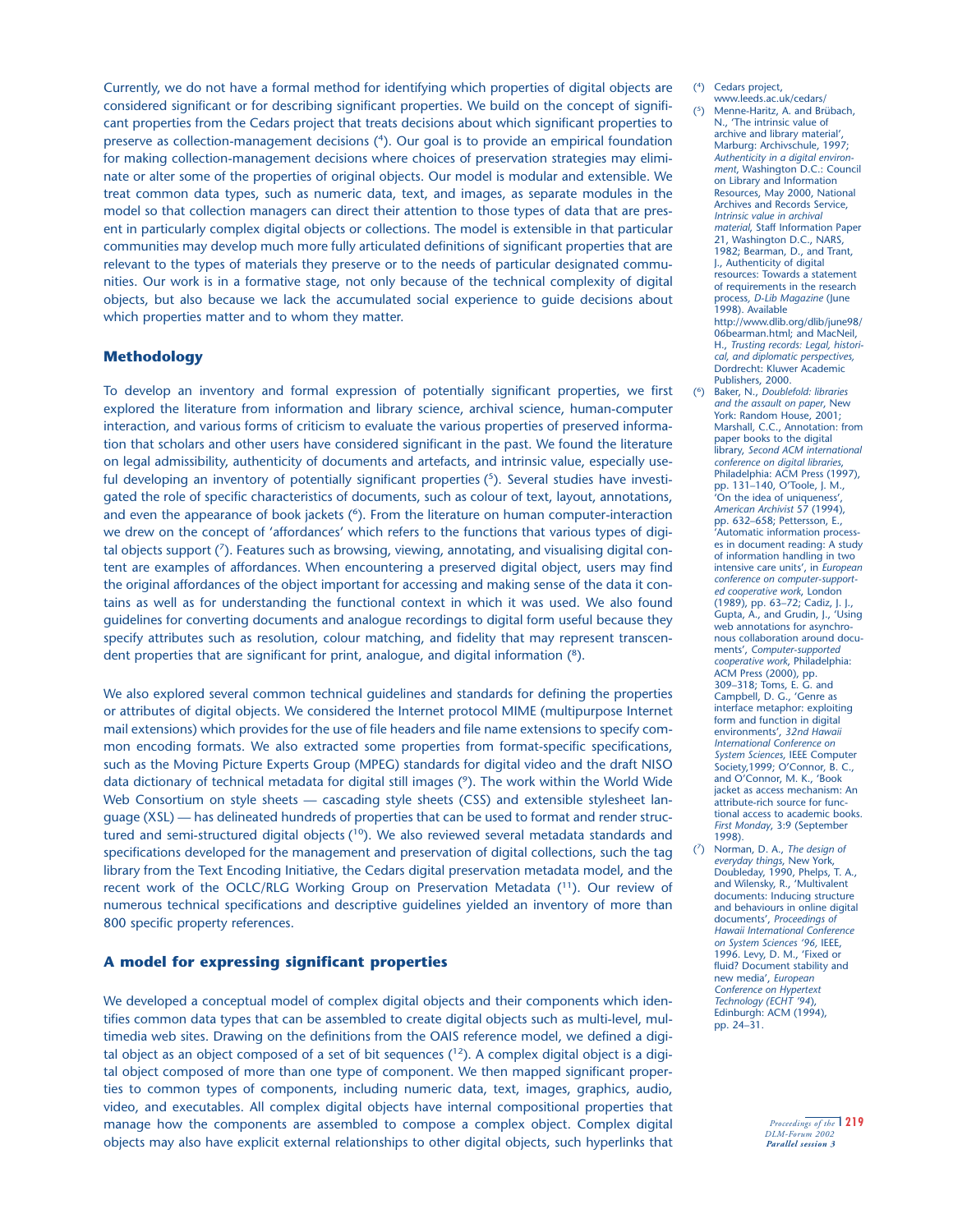Currently, we do not have a formal method for identifying which properties of digital objects are considered significant or for describing significant properties. We build on the concept of significant properties from the Cedars project that treats decisions about which significant properties to preserve as collection-management decisions ([4]). Our goal is to provide an empirical foundation for making collection-management decisions where choices of preservation strategies may eliminate or alter some of the properties of original objects. Our model is modular and extensible. We treat common data types, such as numeric data, text, and images, as separate modules in the model so that collection managers can direct their attention to those types of data that are present in particularly complex digital objects or collections. The model is extensible in that particular communities may develop much more fully articulated definitions of significant properties that are relevant to the types of materials they preserve or to the needs of particular designated communities. Our work is in a formative stage, not only because of the technical complexity of digital objects, but also because we lack the accumulated social experience to guide decisions about which properties matter and to whom they matter.

## Methodology

To develop an inventory and formal expression of potentially significant properties, we first explored the literature from information and library science, archival science, human-computer interaction, and various forms of criticism to evaluate the various properties of preserved information that scholars and other users have considered significant in the past. We found the literature on legal admissibility, authenticity of documents and artefacts, and intrinsic value, especially useful developing an inventory of potentially significant properties ([5]). Several studies have investigated the role of specific characteristics of documents, such as colour of text, layout, annotations, and even the appearance of book jackets ([6]). From the literature on human computer-interaction we drew on the concept of 'affordances' which refers to the functions that various types of digital objects support ([7]). Features such as browsing, viewing, annotating, and visualising digital content are examples of affordances. When encountering a preserved digital object, users may find the original affordances of the object important for accessing and making sense of the data it contains as well as for understanding the functional context in which it was used. We also found guidelines for converting documents and analogue recordings to digital form useful because they specify attributes such as resolution, colour matching, and fidelity that may represent transcendent properties that are significant for print, analogue, and digital information ([8]).

We also explored several common technical guidelines and standards for defining the properties or attributes of digital objects. We considered the Internet protocol MIME (multipurpose Internet mail extensions) which provides for the use of file headers and file name extensions to specify common encoding formats. We also extracted some properties from format-specific specifications, such as the Moving Picture Experts Group (MPEG) standards for digital video and the draft NISO data dictionary of technical metadata for digital still images ([9]). The work within the World Wide Web Consortium on style sheets — cascading style sheets (CSS) and extensible stylesheet language (XSL) — has delineated hundreds of properties that can be used to format and render structured and semi-structured digital objects ([10]). We also reviewed several metadata standards and specifications developed for the management and preservation of digital collections, such the tag library from the Text Encoding Initiative, the Cedars digital preservation metadata model, and the recent work of the OCLC/RLG Working Group on Preservation Metadata ([11]). Our review of numerous technical specifications and descriptive guidelines yielded an inventory of more than 800 specific property references.

## A model for expressing significant properties

We developed a conceptual model of complex digital objects and their components which identifies common data types that can be assembled to create digital objects such as multi-level, multimedia web sites. Drawing on the definitions from the OAIS reference model, we defined a digital object as an object composed of a set of bit sequences ([12]). A complex digital object is a digital object composed of more than one type of component. We then mapped significant properties to common types of components, including numeric data, text, images, graphics, audio, video, and executables. All complex digital objects have internal compositional properties that manage how the components are assembled to compose a complex object. Complex digital objects may also have explicit external relationships to other digital objects, such hyperlinks that

---

([4]) Cedars project, www.leeds.ac.uk/cedars/

([5]) Menne-Haritz, A. and Brübach, N., 'The intrinsic value of archive and library material', Marburg: Archivschule, 1997; *Authenticity in a digital environment*, Washington D.C.: Council on Library and Information Resources, May 2000, National Archives and Records Service, *Intrinsic value in archival material*, Staff Information Paper 21, Washington D.C., NARS, 1982; Bearman, D., and Trant, J., Authenticity of digital resources: Towards a statement of requirements in the research process, *D-Lib Magazine* (June 1998). Available http://www.dlib.org/dlib/june98/06bearman.html; and MacNeil, H., *Trusting records: Legal, historical, and diplomatic perspectives,* Dordrecht: Kluwer Academic Publishers, 2000.

([6]) Baker, N., *Doublefold: libraries and the assault on paper*, New York: Random House, 2001; Marshall, C.C., Annotation: from paper books to the digital library, *Second ACM international conference on digital libraries*, Philadelphia: ACM Press (1997), pp. 131–140, O'Toole, J. M., 'On the idea of uniqueness', *American Archivist* 57 (1994), pp. 632–658; Pettersson, E., 'Automatic information processes in document reading: A study of information handling in two intensive care units', in *European conference on computer-supported cooperative work*, London (1989), pp. 63–72; Cadiz, J. J., Gupta, A., and Grudin, J., 'Using web annotations for asynchronous collaboration around documents', *Computer-supported cooperative work*, Philadelphia: ACM Press (2000), pp. 309–318; Toms, E. G. and Campbell, D. G., 'Genre as interface metaphor: exploiting form and function in digital environments', *32nd Hawaii International Conference on System Sciences*, IEEE Computer Society,1999; O'Connor, B. C., and O'Connor, M. K., 'Book jacket as access mechanism: An attribute-rich source for functional access to academic books. *First Monday*, 3:9 (September 1998).

([7]) Norman, D. A., *The design of everyday things*, New York, Doubleday, 1990, Phelps, T. A., and Wilensky, R., 'Multivalent documents: Inducing structure and behaviours in online digital documents', *Proceedings of Hawaii International Conference on System Sciences '96*, IEEE, 1996. Levy, D. M., 'Fixed or fluid? Document stability and new media', *European Conference on Hypertext Technology (ECHT '94*), Edinburgh: ACM (1994), pp. 24–31.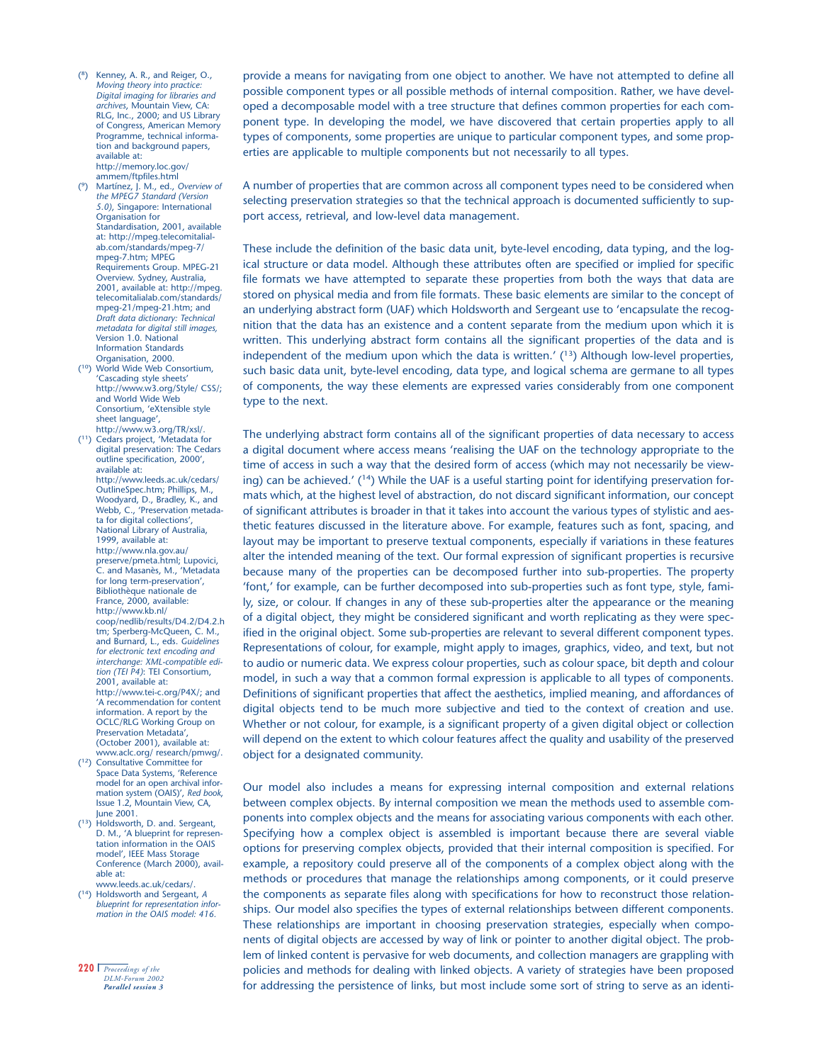provide a means for navigating from one object to another. We have not attempted to define all possible component types or all possible methods of internal composition. Rather, we have developed a decomposable model with a tree structure that defines common properties for each component type. In developing the model, we have discovered that certain properties apply to all types of components, some properties are unique to particular component types, and some properties are applicable to multiple components but not necessarily to all types.

A number of properties that are common across all component types need to be considered when selecting preservation strategies so that the technical approach is documented sufficiently to support access, retrieval, and low-level data management.

These include the definition of the basic data unit, byte-level encoding, data typing, and the logical structure or data model. Although these attributes often are specified or implied for specific file formats we have attempted to separate these properties from both the ways that data are stored on physical media and from file formats. These basic elements are similar to the concept of an underlying abstract form (UAF) which Holdsworth and Sergeant use to 'encapsulate the recognition that the data has an existence and a content separate from the medium upon which it is written. This underlying abstract form contains all the significant properties of the data and is independent of the medium upon which the data is written.' ([13]) Although low-level properties, such basic data unit, byte-level encoding, data type, and logical schema are germane to all types of components, the way these elements are expressed varies considerably from one component type to the next.

The underlying abstract form contains all of the significant properties of data necessary to access a digital document where access means 'realising the UAF on the technology appropriate to the time of access in such a way that the desired form of access (which may not necessarily be viewing) can be achieved.' ([14]) While the UAF is a useful starting point for identifying preservation formats which, at the highest level of abstraction, do not discard significant information, our concept of significant attributes is broader in that it takes into account the various types of stylistic and aesthetic features discussed in the literature above. For example, features such as font, spacing, and layout may be important to preserve textual components, especially if variations in these features alter the intended meaning of the text. Our formal expression of significant properties is recursive because many of the properties can be decomposed further into sub-properties. The property 'font,' for example, can be further decomposed into sub-properties such as font type, style, family, size, or colour. If changes in any of these sub-properties alter the appearance or the meaning of a digital object, they might be considered significant and worth replicating as they were specified in the original object. Some sub-properties are relevant to several different component types. Representations of colour, for example, might apply to images, graphics, video, and text, but not to audio or numeric data. We express colour properties, such as colour space, bit depth and colour model, in such a way that a common formal expression is applicable to all types of components. Definitions of significant properties that affect the aesthetics, implied meaning, and affordances of digital objects tend to be much more subjective and tied to the context of creation and use. Whether or not colour, for example, is a significant property of a given digital object or collection will depend on the extent to which colour features affect the quality and usability of the preserved object for a designated community.

Our model also includes a means for expressing internal composition and external relations between complex objects. By internal composition we mean the methods used to assemble components into complex objects and the means for associating various components with each other. Specifying how a complex object is assembled is important because there are several viable options for preserving complex objects, provided that their internal composition is specified. For example, a repository could preserve all of the components of a complex object along with the methods or procedures that manage the relationships among components, or it could preserve the components as separate files along with specifications for how to reconstruct those relationships. Our model also specifies the types of external relationships between different components. These relationships are important in choosing preservation strategies, especially when components of digital objects are accessed by way of link or pointer to another digital object. The problem of linked content is pervasive for web documents, and collection managers are grappling with policies and methods for dealing with linked objects. A variety of strategies have been proposed for addressing the persistence of links, but most include some sort of string to serve as an identi-

---

([8]) Kenney, A. R., and Reiger, O., *Moving theory into practice: Digital imaging for libraries and archives*, Mountain View, CA: RLG, Inc., 2000; and US Library of Congress, American Memory Programme, technical information and background papers, available at: http://memory.loc.gov/ammem/ftpfiles.html

([9]) Martínez, J. M., ed., *Overview of the MPEG7 Standard (Version 5.0)*, Singapore: International Organisation for Standardisation, 2001, available at: http://mpeg.telecomitalialab.com/standards/mpeg-7/mpeg-7.htm; MPEG Requirements Group. MPEG-21 Overview. Sydney, Australia, 2001, available at: http://mpeg.telecomitalialab.com/standards/mpeg-21/mpeg-21.htm; and *Draft data dictionary: Technical metadata for digital still images,* Version 1.0. National Information Standards Organisation, 2000.

([10]) World Wide Web Consortium, 'Cascading style sheets' http://www.w3.org/Style/ CSS/; and World Wide Web Consortium, 'eXtensible style sheet language', http://www.w3.org/TR/xsl/.

([11]) Cedars project, 'Metadata for digital preservation: The Cedars outline specification, 2000', available at: http://www.leeds.ac.uk/cedars/OutlineSpec.htm; Phillips, M., Woodyard, D., Bradley, K., and Webb, C., 'Preservation metadata for digital collections', National Library of Australia, 1999, available at: http://www.nla.gov.au/preserve/pmeta.html; Lupovici, C. and Masanès, M., 'Metadata for long term-preservation', Bibliothèque nationale de France, 2000, available: http://www.kb.nl/coop/nedlib/results/D4.2/D4.2.htm; Sperberg-McQueen, C. M., and Burnard, L., eds. *Guidelines for electronic text encoding and interchange: XML-compatible edition (TEI P4)*: TEI Consortium, 2001, available at: http://www.tei-c.org/P4X/; and 'A recommendation for content information. A report by the OCLC/RLG Working Group on Preservation Metadata', (October 2001), available at: www.aclc.org/ research/pmwg/.

([12]) Consultative Committee for Space Data Systems, 'Reference model for an open archival information system (OAIS)', *Red book*, Issue 1.2, Mountain View, CA, June 2001.

([13]) Holdsworth, D. and. Sergeant, D. M., 'A blueprint for representation information in the OAIS model', IEEE Mass Storage Conference (March 2000), available at: www.leeds.ac.uk/cedars/.

([14]) Holdsworth and Sergeant, *A blueprint for representation information in the OAIS model: 416.*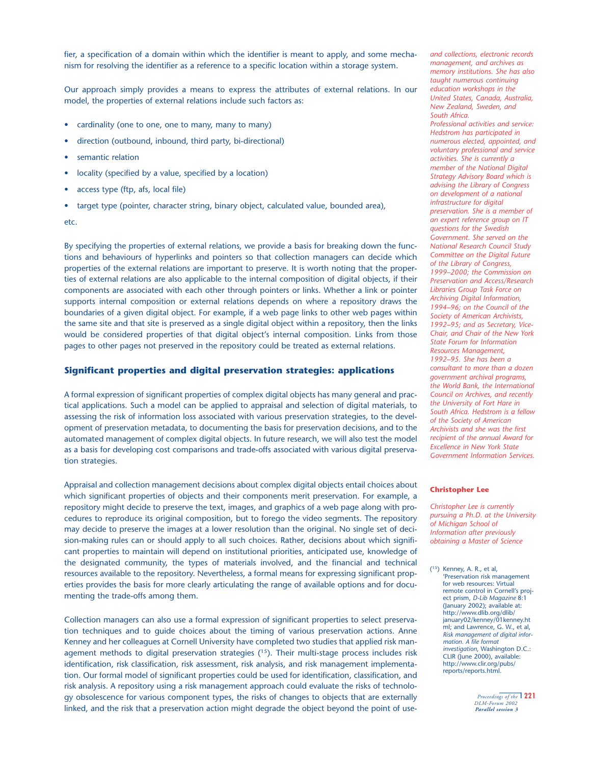fier, a specification of a domain within which the identifier is meant to apply, and some mechanism for resolving the identifier as a reference to a specific location within a storage system.

Our approach simply provides a means to express the attributes of external relations. In our model, the properties of external relations include such factors as:

- cardinality (one to one, one to many, many to many)
- direction (outbound, inbound, third party, bi-directional)
- semantic relation
- locality (specified by a value, specified by a location)
- access type (ftp, afs, local file)
- target type (pointer, character string, binary object, calculated value, bounded area),

etc.

By specifying the properties of external relations, we provide a basis for breaking down the functions and behaviours of hyperlinks and pointers so that collection managers can decide which properties of the external relations are important to preserve. It is worth noting that the properties of external relations are also applicable to the internal composition of digital objects, if their components are associated with each other through pointers or links. Whether a link or pointer supports internal composition or external relations depends on where a repository draws the boundaries of a given digital object. For example, if a web page links to other web pages within the same site and that site is preserved as a single digital object within a repository, then the links would be considered properties of that digital object's internal composition. Links from those pages to other pages not preserved in the repository could be treated as external relations.

## Significant properties and digital preservation strategies: applications

A formal expression of significant properties of complex digital objects has many general and practical applications. Such a model can be applied to appraisal and selection of digital materials, to assessing the risk of information loss associated with various preservation strategies, to the development of preservation metadata, to documenting the basis for preservation decisions, and to the automated management of complex digital objects. In future research, we will also test the model as a basis for developing cost comparisons and trade-offs associated with various digital preservation strategies.

Appraisal and collection management decisions about complex digital objects entail choices about which significant properties of objects and their components merit preservation. For example, a repository might decide to preserve the text, images, and graphics of a web page along with procedures to reproduce its original composition, but to forego the video segments. The repository may decide to preserve the images at a lower resolution than the original. No single set of decision-making rules can or should apply to all such choices. Rather, decisions about which significant properties to maintain will depend on institutional priorities, anticipated use, knowledge of the designated community, the types of materials involved, and the financial and technical resources available to the repository. Nevertheless, a formal means for expressing significant properties provides the basis for more clearly articulating the range of available options and for documenting the trade-offs among them.

Collection managers can also use a formal expression of significant properties to select preservation techniques and to guide choices about the timing of various preservation actions. Anne Kenney and her colleagues at Cornell University have completed two studies that applied risk management methods to digital preservation strategies ([15]). Their multi-stage process includes risk identification, risk classification, risk assessment, risk analysis, and risk management implementation. Our formal model of significant properties could be used for identification, classification, and risk analysis. A repository using a risk management approach could evaluate the risks of technology obsolescence for various component types, the risks of changes to objects that are externally linked, and the risk that a preservation action might degrade the object beyond the point of use-

*and collections, electronic records management, and archives as memory institutions. She has also taught numerous continuing education workshops in the United States, Canada, Australia, New Zealand, Sweden, and South Africa.*
*Professional activities and service: Hedstrom has participated in numerous elected, appointed, and voluntary professional and service activities. She is currently a member of the National Digital Strategy Advisory Board which is advising the Library of Congress on development of a national infrastructure for digital preservation. She is a member of an expert reference group on IT questions for the Swedish Government. She served on the National Research Council Study Committee on the Digital Future of the Library of Congress, 1999–2000; the Commission on Preservation and Access/Research Libraries Group Task Force on Archiving Digital Information, 1994–96; on the Council of the Society of American Archivists, 1992–95; and as Secretary, Vice-Chair, and Chair of the New York State Forum for Information Resources Management, 1992–95. She has been a consultant to more than a dozen government archival programs, the World Bank, the International Council on Archives, and recently the University of Fort Hare in South Africa. Hedstrom is a fellow of the Society of American Archivists and she was the first recipient of the annual Award for Excellence in New York State Government Information Services.*

**Christopher Lee**

*Christopher Lee is currently pursuing a Ph.D. at the University of Michigan School of Information after previously obtaining a Master of Science*

([15]) Kenney, A. R., et al, 'Preservation risk management for web resources: Virtual remote control in Cornell's project prism, *D-Lib Magazine* 8:1 (January 2002); available at: http://www.dlib.org/dlib/january02/kenney/01kenney.html; and Lawrence, G. W., et al, *Risk management of digital information. A file format investigation*, Washington D.C.: CLIR (June 2000), available: http://www.clir.org/pubs/reports/reports.html.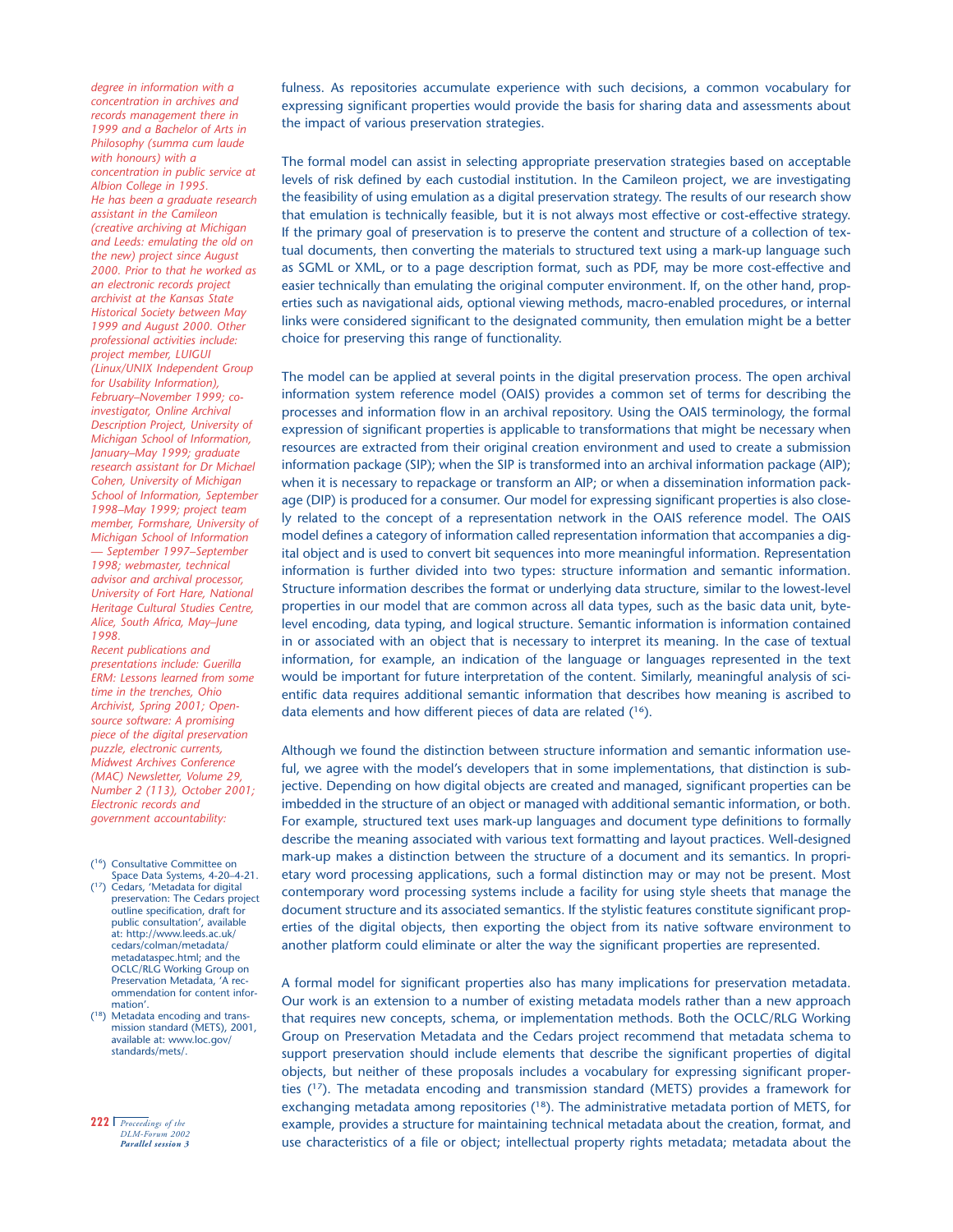*degree in information with a concentration in archives and records management there in 1999 and a Bachelor of Arts in Philosophy (summa cum laude with honours) with a concentration in public service at Albion College in 1995.*
*He has been a graduate research assistant in the Camileon (creative archiving at Michigan and Leeds: emulating the old on the new) project since August 2000. Prior to that he worked as an electronic records project archivist at the Kansas State Historical Society between May 1999 and August 2000. Other professional activities include: project member, LUIGUI (Linux/UNIX Independent Group for Usability Information), February–November 1999; co-investigator, Online Archival Description Project, University of Michigan School of Information, January–May 1999; graduate research assistant for Dr Michael Cohen, University of Michigan School of Information, September 1998–May 1999; project team member, Formshare, University of Michigan School of Information — September 1997–September 1998; webmaster, technical advisor and archival processor, University of Fort Hare, National Heritage Cultural Studies Centre, Alice, South Africa, May–June 1998.*
*Recent publications and presentations include: Guerilla ERM: Lessons learned from some time in the trenches, Ohio Archivist, Spring 2001; Open-source software: A promising piece of the digital preservation puzzle, electronic currents, Midwest Archives Conference (MAC) Newsletter, Volume 29, Number 2 (113), October 2001; Electronic records and government accountability:*

fulness. As repositories accumulate experience with such decisions, a common vocabulary for expressing significant properties would provide the basis for sharing data and assessments about the impact of various preservation strategies.

The formal model can assist in selecting appropriate preservation strategies based on acceptable levels of risk defined by each custodial institution. In the Camileon project, we are investigating the feasibility of using emulation as a digital preservation strategy. The results of our research show that emulation is technically feasible, but it is not always most effective or cost-effective strategy. If the primary goal of preservation is to preserve the content and structure of a collection of textual documents, then converting the materials to structured text using a mark-up language such as SGML or XML, or to a page description format, such as PDF, may be more cost-effective and easier technically than emulating the original computer environment. If, on the other hand, properties such as navigational aids, optional viewing methods, macro-enabled procedures, or internal links were considered significant to the designated community, then emulation might be a better choice for preserving this range of functionality.

The model can be applied at several points in the digital preservation process. The open archival information system reference model (OAIS) provides a common set of terms for describing the processes and information flow in an archival repository. Using the OAIS terminology, the formal expression of significant properties is applicable to transformations that might be necessary when resources are extracted from their original creation environment and used to create a submission information package (SIP); when the SIP is transformed into an archival information package (AIP); when it is necessary to repackage or transform an AIP; or when a dissemination information package (DIP) is produced for a consumer. Our model for expressing significant properties is also closely related to the concept of a representation network in the OAIS reference model. The OAIS model defines a category of information called representation information that accompanies a digital object and is used to convert bit sequences into more meaningful information. Representation information is further divided into two types: structure information and semantic information. Structure information describes the format or underlying data structure, similar to the lowest-level properties in our model that are common across all data types, such as the basic data unit, byte-level encoding, data typing, and logical structure. Semantic information is information contained in or associated with an object that is necessary to interpret its meaning. In the case of textual information, for example, an indication of the language or languages represented in the text would be important for future interpretation of the content. Similarly, meaningful analysis of scientific data requires additional semantic information that describes how meaning is ascribed to data elements and how different pieces of data are related ([16]).

Although we found the distinction between structure information and semantic information useful, we agree with the model's developers that in some implementations, that distinction is subjective. Depending on how digital objects are created and managed, significant properties can be imbedded in the structure of an object or managed with additional semantic information, or both. For example, structured text uses mark-up languages and document type definitions to formally describe the meaning associated with various text formatting and layout practices. Well-designed mark-up makes a distinction between the structure of a document and its semantics. In proprietary word processing applications, such a formal distinction may or may not be present. Most contemporary word processing systems include a facility for using style sheets that manage the document structure and its associated semantics. If the stylistic features constitute significant properties of the digital objects, then exporting the object from its native software environment to another platform could eliminate or alter the way the significant properties are represented.

A formal model for significant properties also has many implications for preservation metadata. Our work is an extension to a number of existing metadata models rather than a new approach that requires new concepts, schema, or implementation methods. Both the OCLC/RLG Working Group on Preservation Metadata and the Cedars project recommend that metadata schema to support preservation should include elements that describe the significant properties of digital objects, but neither of these proposals includes a vocabulary for expressing significant properties ([17]). The metadata encoding and transmission standard (METS) provides a framework for exchanging metadata among repositories ([18]). The administrative metadata portion of METS, for example, provides a structure for maintaining technical metadata about the creation, format, and use characteristics of a file or object; intellectual property rights metadata; metadata about the

([16]) Consultative Committee on Space Data Systems, 4-20–4-21.
([17]) Cedars, 'Metadata for digital preservation: The Cedars project outline specification, draft for public consultation', available at: http://www.leeds.ac.uk/cedars/colman/metadata/metadataspec.html; and the OCLC/RLG Working Group on Preservation Metadata, 'A recommendation for content information'.
([18]) Metadata encoding and transmission standard (METS), 2001, available at: www.loc.gov/standards/mets/.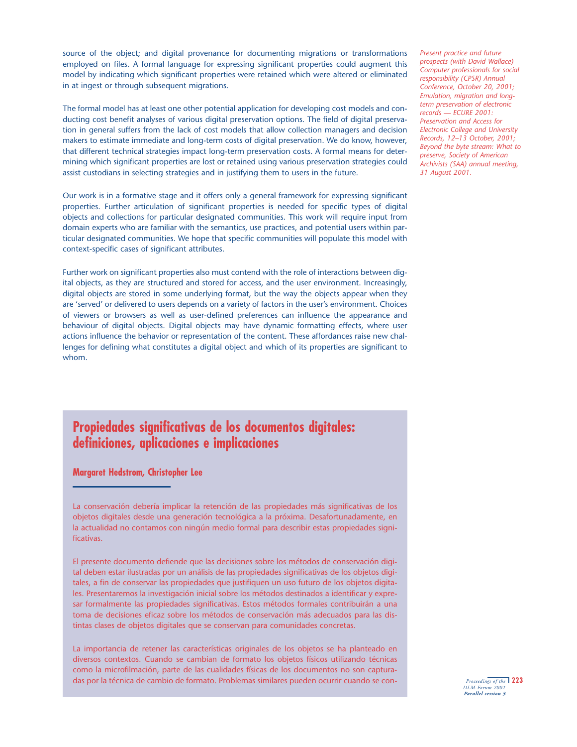source of the object; and digital provenance for documenting migrations or transformations employed on files. A formal language for expressing significant properties could augment this model by indicating which significant properties were retained which were altered or eliminated in at ingest or through subsequent migrations.

The formal model has at least one other potential application for developing cost models and conducting cost benefit analyses of various digital preservation options. The field of digital preservation in general suffers from the lack of cost models that allow collection managers and decision makers to estimate immediate and long-term costs of digital preservation. We do know, however, that different technical strategies impact long-term preservation costs. A formal means for determining which significant properties are lost or retained using various preservation strategies could assist custodians in selecting strategies and in justifying them to users in the future.

Our work is in a formative stage and it offers only a general framework for expressing significant properties. Further articulation of significant properties is needed for specific types of digital objects and collections for particular designated communities. This work will require input from domain experts who are familiar with the semantics, use practices, and potential users within particular designated communities. We hope that specific communities will populate this model with context-specific cases of significant attributes.

Further work on significant properties also must contend with the role of interactions between digital objects, as they are structured and stored for access, and the user environment. Increasingly, digital objects are stored in some underlying format, but the way the objects appear when they are 'served' or delivered to users depends on a variety of factors in the user's environment. Choices of viewers or browsers as well as user-defined preferences can influence the appearance and behaviour of digital objects. Digital objects may have dynamic formatting effects, where user actions influence the behavior or representation of the content. These affordances raise new challenges for defining what constitutes a digital object and which of its properties are significant to whom.

*Present practice and future prospects (with David Wallace) Computer professionals for social responsibility (CPSR) Annual Conference, October 20, 2001; Emulation, migration and long-term preservation of electronic records — ECURE 2001: Preservation and Access for Electronic College and University Records, 12–13 October, 2001; Beyond the byte stream: What to preserve, Society of American Archivists (SAA) annual meeting, 31 August 2001.*

## Propiedades significativas de los documentos digitales: definiciones, aplicaciones e implicaciones

**Margaret Hedstrom, Christopher Lee**

La conservación debería implicar la retención de las propiedades más significativas de los objetos digitales desde una generación tecnológica a la próxima. Desafortunadamente, en la actualidad no contamos con ningún medio formal para describir estas propiedades significativas.

El presente documento defiende que las decisiones sobre los métodos de conservación digital deben estar ilustradas por un análisis de las propiedades significativas de los objetos digitales, a fin de conservar las propiedades que justifiquen un uso futuro de los objetos digitales. Presentaremos la investigación inicial sobre los métodos destinados a identificar y expresar formalmente las propiedades significativas. Estos métodos formales contribuirán a una toma de decisiones eficaz sobre los métodos de conservación más adecuados para las distintas clases de objetos digitales que se conservan para comunidades concretas.

La importancia de retener las características originales de los objetos se ha planteado en diversos contextos. Cuando se cambian de formato los objetos físicos utilizando técnicas como la microfilmación, parte de las cualidades físicas de los documentos no son capturadas por la técnica de cambio de formato. Problemas similares pueden ocurrir cuando se con-